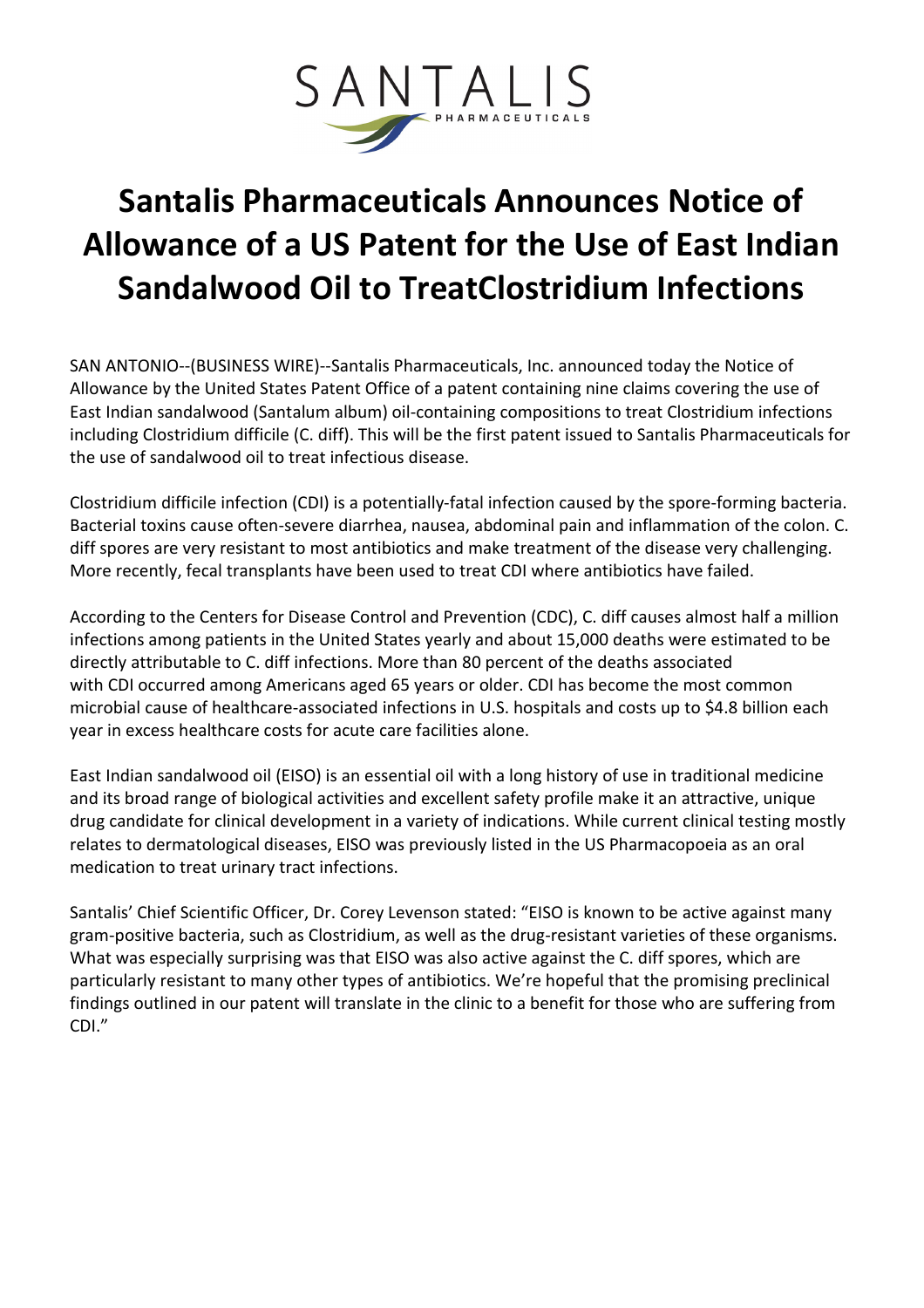SANTALIS

PHARMACEUTICALS

# Santalis Pharmaceuticals Announces Notice of Allowance of a US Patent for the Use of East Indian Sandalwood Oil to TreatClostridium Infections

SAN ANTONIO--(BUSINESS WIRE)--Santalis Pharmaceuticals, Inc. announced today the Notice of Allowance by the United States Patent Office of a patent containing nine claims covering the use of East Indian sandalwood (Santalum album) oil-containing compositions to treat Clostridium infections including Clostridium difficile (C. diff). This will be the first patent issued to Santalis Pharmaceuticals for the use of sandalwood oil to treat infectious disease.

Clostridium difficile infection (CDI) is a potentially-fatal infection caused by the spore-forming bacteria. Bacterial toxins cause often-severe diarrhea, nausea, abdominal pain and inflammation of the colon. C. diff spores are very resistant to most antibiotics and make treatment of the disease very challenging. More recently, fecal transplants have been used to treat CDI where antibiotics have failed.

According to the Centers for Disease Control and Prevention (CDC), C. diff causes almost half a million infections among patients in the United States yearly and about 15,000 deaths were estimated to be directly attributable to C. diff infections. More than 80 percent of the deaths associated with CDI occurred among Americans aged 65 years or older. CDI has become the most common microbial cause of healthcare-associated infections in U.S. hospitals and costs up to $4.8 billion each year in excess healthcare costs for acute care facilities alone.

East Indian sandalwood oil (EISO) is an essential oil with a long history of use in traditional medicine and its broad range of biological activities and excellent safety profile make it an attractive, unique drug candidate for clinical development in a variety of indications. While current clinical testing mostly relates to dermatological diseases, EISO was previously listed in the US Pharmacopoeia as an oral medication to treat urinary tract infections.

Santalis' Chief Scientific Officer, Dr. Corey Levenson stated: "EISO is known to be active against many gram-positive bacteria, such as Clostridium, as well as the drug-resistant varieties of these organisms. What was especially surprising was that EISO was also active against the C. diff spores, which are particularly resistant to many other types of antibiotics. We're hopeful that the promising preclinical findings outlined in our patent will translate in the clinic to a benefit for those who are suffering from CDI."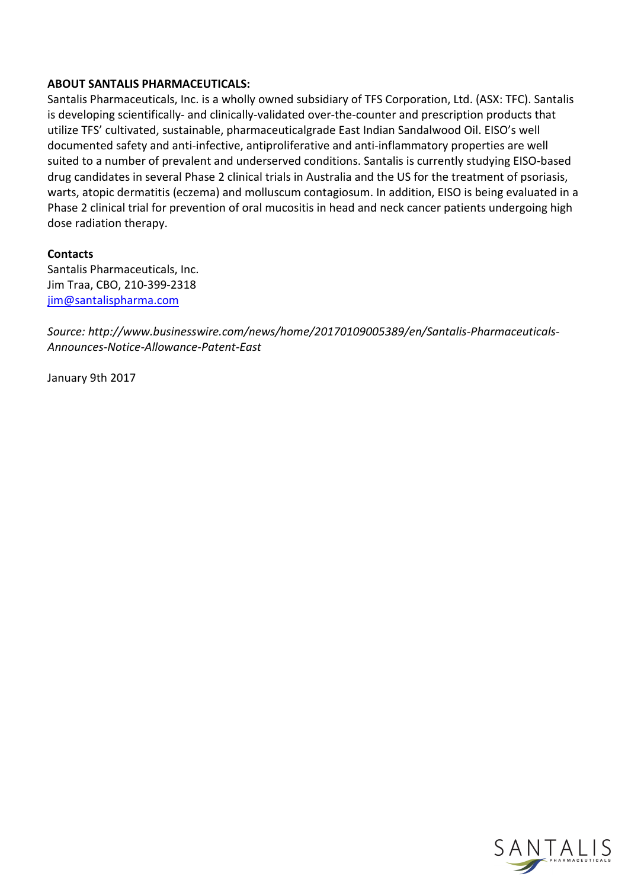**ABOUT SANTALIS PHARMACEUTICALS:**
Santalis Pharmaceuticals, Inc. is a wholly owned subsidiary of TFS Corporation, Ltd. (ASX: TFC). Santalis is developing scientifically- and clinically-validated over-the-counter and prescription products that utilize TFS' cultivated, sustainable, pharmaceuticalgrade East Indian Sandalwood Oil. EISO's well documented safety and anti-infective, antiproliferative and anti-inflammatory properties are well suited to a number of prevalent and underserved conditions. Santalis is currently studying EISO-based drug candidates in several Phase 2 clinical trials in Australia and the US for the treatment of psoriasis, warts, atopic dermatitis (eczema) and molluscum contagiosum. In addition, EISO is being evaluated in a Phase 2 clinical trial for prevention of oral mucositis in head and neck cancer patients undergoing high dose radiation therapy.

**Contacts**
Santalis Pharmaceuticals, Inc.
Jim Traa, CBO, 210-399-2318
jim@santalispharma.com

*Source: http://www.businesswire.com/news/home/20170109005389/en/Santalis-Pharmaceuticals-Announces-Notice-Allowance-Patent-East*

January 9th 2017